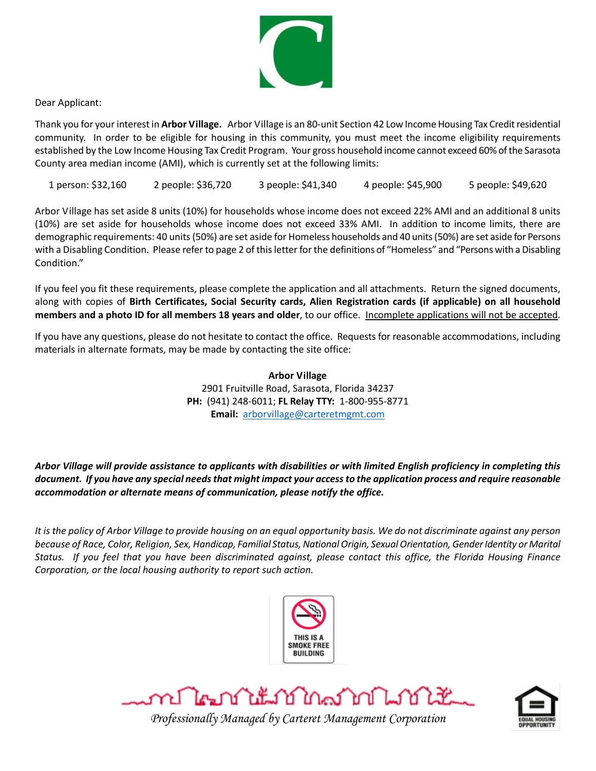Dear Applicant:

Thank you for your interest in **Arbor Village.** Arbor Village is an 80-unit Section 42 Low Income Housing Tax Credit residential community. In order to be eligible for housing in this community, you must meet the income eligibility requirements established by the Low Income Housing Tax Credit Program. Your gross household income cannot exceed 60% of the Sarasota County area median income (AMI), which is currently set at the following limits:

1 person: $32,160 &nbsp;&nbsp; 2 people: $36,720 &nbsp;&nbsp; 3 people: $41,340 &nbsp;&nbsp; 4 people: $45,900 &nbsp;&nbsp; 5 people: $49,620

Arbor Village has set aside 8 units (10%) for households whose income does not exceed 22% AMI and an additional 8 units (10%) are set aside for households whose income does not exceed 33% AMI. In addition to income limits, there are demographic requirements: 40 units (50%) are set aside for Homeless households and 40 units (50%) are set aside for Persons with a Disabling Condition. Please refer to page 2 of this letter for the definitions of "Homeless" and "Persons with a Disabling Condition."

If you feel you fit these requirements, please complete the application and all attachments. Return the signed documents, along with copies of **Birth Certificates, Social Security cards, Alien Registration cards (if applicable) on all household members and a photo ID for all members 18 years and older**, to our office. <u>Incomplete applications will not be accepted</u>.

If you have any questions, please do not hesitate to contact the office. Requests for reasonable accommodations, including materials in alternate formats, may be made by contacting the site office:

**Arbor Village**
2901 Fruitville Road, Sarasota, Florida 34237
**PH:** (941) 248-6011; **FL Relay TTY:** 1-800-955-8771
**Email:** arborvillage@carteretmgmt.com

***Arbor Village will provide assistance to applicants with disabilities or with limited English proficiency in completing this document. If you have any special needs that might impact your access to the application process and require reasonable accommodation or alternate means of communication, please notify the office.***

*It is the policy of Arbor Village to provide housing on an equal opportunity basis. We do not discriminate against any person because of Race, Color, Religion, Sex, Handicap, Familial Status, National Origin, Sexual Orientation, Gender Identity or Marital Status. If you feel that you have been discriminated against, please contact this office, the Florida Housing Finance Corporation, or the local housing authority to report such action.*

THIS IS A SMOKE FREE BUILDING

*Professionally Managed by Carteret Management Corporation*

EQUAL HOUSING OPPORTUNITY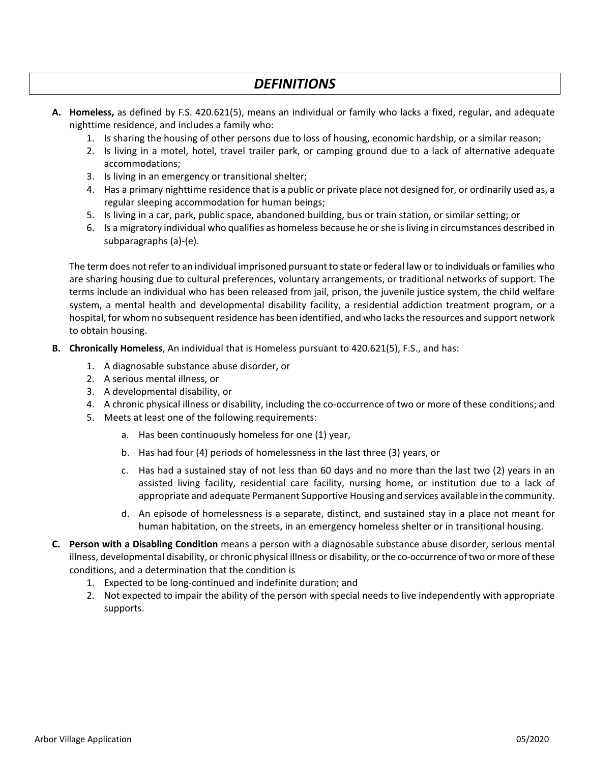# *DEFINITIONS*

**A. Homeless,** as defined by F.S. 420.621(5), means an individual or family who lacks a fixed, regular, and adequate nighttime residence, and includes a family who:

1. Is sharing the housing of other persons due to loss of housing, economic hardship, or a similar reason;
2. Is living in a motel, hotel, travel trailer park, or camping ground due to a lack of alternative adequate accommodations;
3. Is living in an emergency or transitional shelter;
4. Has a primary nighttime residence that is a public or private place not designed for, or ordinarily used as, a regular sleeping accommodation for human beings;
5. Is living in a car, park, public space, abandoned building, bus or train station, or similar setting; or
6. Is a migratory individual who qualifies as homeless because he or she is living in circumstances described in subparagraphs (a)-(e).

The term does not refer to an individual imprisoned pursuant to state or federal law or to individuals or families who are sharing housing due to cultural preferences, voluntary arrangements, or traditional networks of support. The terms include an individual who has been released from jail, prison, the juvenile justice system, the child welfare system, a mental health and developmental disability facility, a residential addiction treatment program, or a hospital, for whom no subsequent residence has been identified, and who lacks the resources and support network to obtain housing.

**B. Chronically Homeless**, An individual that is Homeless pursuant to 420.621(5), F.S., and has:

1. A diagnosable substance abuse disorder, or
2. A serious mental illness, or
3. A developmental disability, or
4. A chronic physical illness or disability, including the co-occurrence of two or more of these conditions; and
5. Meets at least one of the following requirements:
   a. Has been continuously homeless for one (1) year,
   b. Has had four (4) periods of homelessness in the last three (3) years, or
   c. Has had a sustained stay of not less than 60 days and no more than the last two (2) years in an assisted living facility, residential care facility, nursing home, or institution due to a lack of appropriate and adequate Permanent Supportive Housing and services available in the community.
   d. An episode of homelessness is a separate, distinct, and sustained stay in a place not meant for human habitation, on the streets, in an emergency homeless shelter or in transitional housing.

**C. Person with a Disabling Condition** means a person with a diagnosable substance abuse disorder, serious mental illness, developmental disability, or chronic physical illness or disability, or the co-occurrence of two or more of these conditions, and a determination that the condition is

1. Expected to be long-continued and indefinite duration; and
2. Not expected to impair the ability of the person with special needs to live independently with appropriate supports.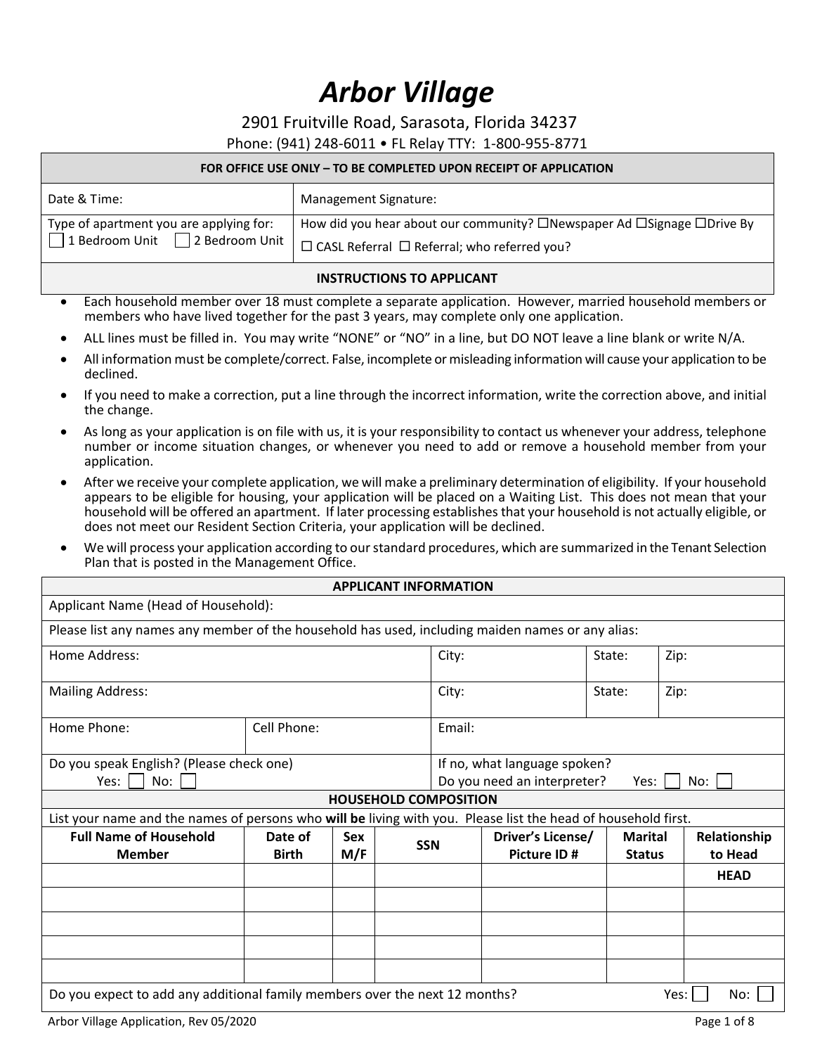# *Arbor Village*

2901 Fruitville Road, Sarasota, Florida 34237

Phone: (941) 248-6011 • FL Relay TTY: 1-800-955-8771

| FOR OFFICE USE ONLY – TO BE COMPLETED UPON RECEIPT OF APPLICATION | |
|---|---|
| Date & Time: | Management Signature: |
| Type of apartment you are applying for: ☐ 1 Bedroom Unit ☐ 2 Bedroom Unit | How did you hear about our community? ☐Newspaper Ad ☐Signage ☐Drive By ☐ CASL Referral ☐ Referral; who referred you? |

**INSTRUCTIONS TO APPLICANT**

- Each household member over 18 must complete a separate application. However, married household members or members who have lived together for the past 3 years, may complete only one application.
- ALL lines must be filled in. You may write "NONE" or "NO" in a line, but DO NOT leave a line blank or write N/A.
- All information must be complete/correct. False, incomplete or misleading information will cause your application to be declined.
- If you need to make a correction, put a line through the incorrect information, write the correction above, and initial the change.
- As long as your application is on file with us, it is your responsibility to contact us whenever your address, telephone number or income situation changes, or whenever you need to add or remove a household member from your application.
- After we receive your complete application, we will make a preliminary determination of eligibility. If your household appears to be eligible for housing, your application will be placed on a Waiting List. This does not mean that your household will be offered an apartment. If later processing establishes that your household is not actually eligible, or does not meet our Resident Section Criteria, your application will be declined.
- We will process your application according to our standard procedures, which are summarized in the Tenant Selection Plan that is posted in the Management Office.

**APPLICANT INFORMATION**

| | | | | |
|---|---|---|---|---|
| Applicant Name (Head of Household): | | | | |
| Please list any names any member of the household has used, including maiden names or any alias: | | | | |
| Home Address: | | City: | State: | Zip: |
| Mailing Address: | | City: | State: | Zip: |
| Home Phone: | Cell Phone: | Email: | | |
| Do you speak English? (Please check one) Yes: ☐ No: ☐ | | If no, what language spoken? Do you need an interpreter? Yes: ☐ No: ☐ | | |

**HOUSEHOLD COMPOSITION**

List your name and the names of persons who **will be** living with you. Please list the head of household first.

| Full Name of Household Member | Date of Birth | Sex M/F | SSN | Driver's License/ Picture ID # | Marital Status | Relationship to Head |
|---|---|---|---|---|---|---|
| | | | | | | **HEAD** |
| | | | | | | |
| | | | | | | |
| | | | | | | |
| | | | | | | |

Do you expect to add any additional family members over the next 12 months? Yes: ☐ No: ☐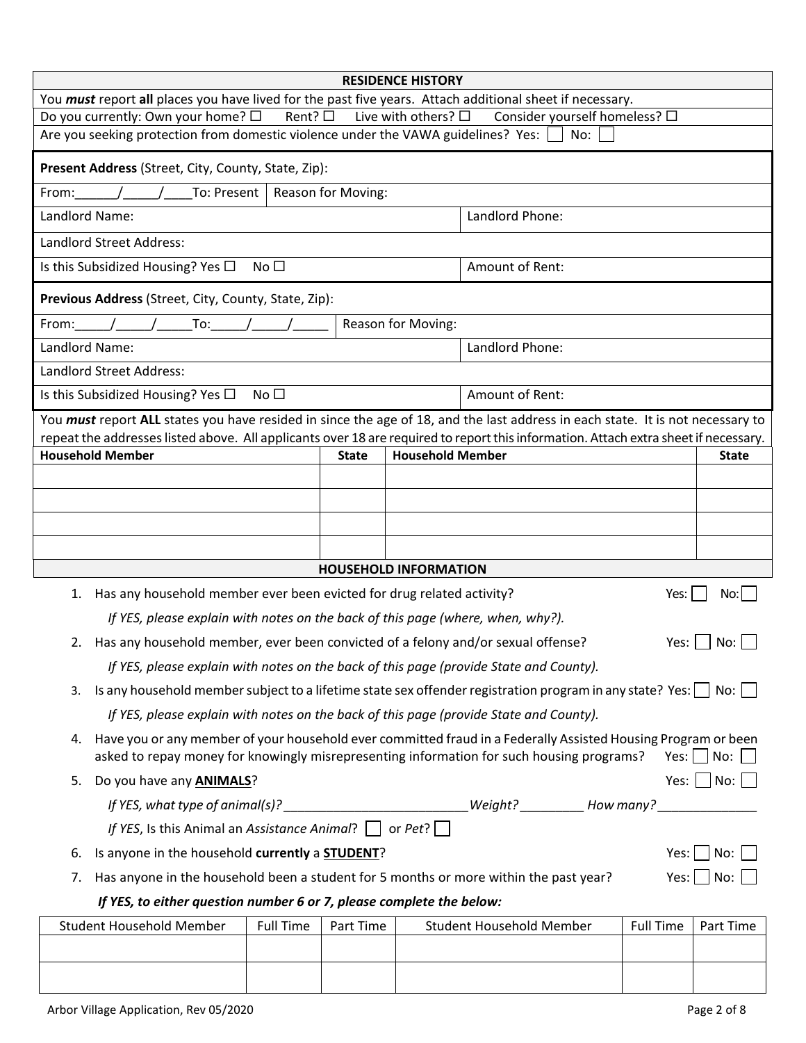## RESIDENCE HISTORY

You ***must*** report **all** places you have lived for the past five years. Attach additional sheet if necessary.

Do you currently: Own your home? ☐ Rent? ☐ Live with others? ☐ Consider yourself homeless? ☐

Are you seeking protection from domestic violence under the VAWA guidelines? Yes: ☐ No: ☐

| | |
|---|---|
| **Present Address** (Street, City, County, State, Zip): | |
| From:______/_____/____To: Present | Reason for Moving: |
| Landlord Name: | Landlord Phone: |
| Landlord Street Address: | |
| Is this Subsidized Housing? Yes ☐ No ☐ | Amount of Rent: |

| | |
|---|---|
| **Previous Address** (Street, City, County, State, Zip): | |
| From:_____/_____/_____To:_____/_____/_____ | Reason for Moving: |
| Landlord Name: | Landlord Phone: |
| Landlord Street Address: | |
| Is this Subsidized Housing? Yes ☐ No ☐ | Amount of Rent: |

You ***must*** report **ALL** states you have resided in since the age of 18, and the last address in each state. It is not necessary to repeat the addresses listed above. All applicants over 18 are required to report this information. Attach extra sheet if necessary.

| Household Member | State | Household Member | State |
|---|---|---|---|
| | | | |
| | | | |
| | | | |
| | | | |

## HOUSEHOLD INFORMATION

1. Has any household member ever been evicted for drug related activity? Yes: ☐ No: ☐

   *If YES, please explain with notes on the back of this page (where, when, why?).*

2. Has any household member, ever been convicted of a felony and/or sexual offense? Yes: ☐ No: ☐

   *If YES, please explain with notes on the back of this page (provide State and County).*

3. Is any household member subject to a lifetime state sex offender registration program in any state? Yes: ☐ No: ☐

   *If YES, please explain with notes on the back of this page (provide State and County).*

4. Have you or any member of your household ever committed fraud in a Federally Assisted Housing Program or been asked to repay money for knowingly misrepresenting information for such housing programs? Yes: ☐ No: ☐

5. Do you have any **ANIMALS**? Yes: ☐ No: ☐

   *If YES, what type of animal(s)?*__________________________*Weight?*_________ *How many?*______________

   *If YES*, Is this Animal an *Assistance Animal*? ☐ or *Pet*? ☐

6. Is anyone in the household **currently** a **STUDENT**? Yes: ☐ No: ☐

7. Has anyone in the household been a student for 5 months or more within the past year? Yes: ☐ No: ☐

***If YES, to either question number 6 or 7, please complete the below:***

| Student Household Member | Full Time | Part Time | Student Household Member | Full Time | Part Time |
|---|---|---|---|---|---|
| | | | | | |
| | | | | | |

Arbor Village Application, Rev 05/2020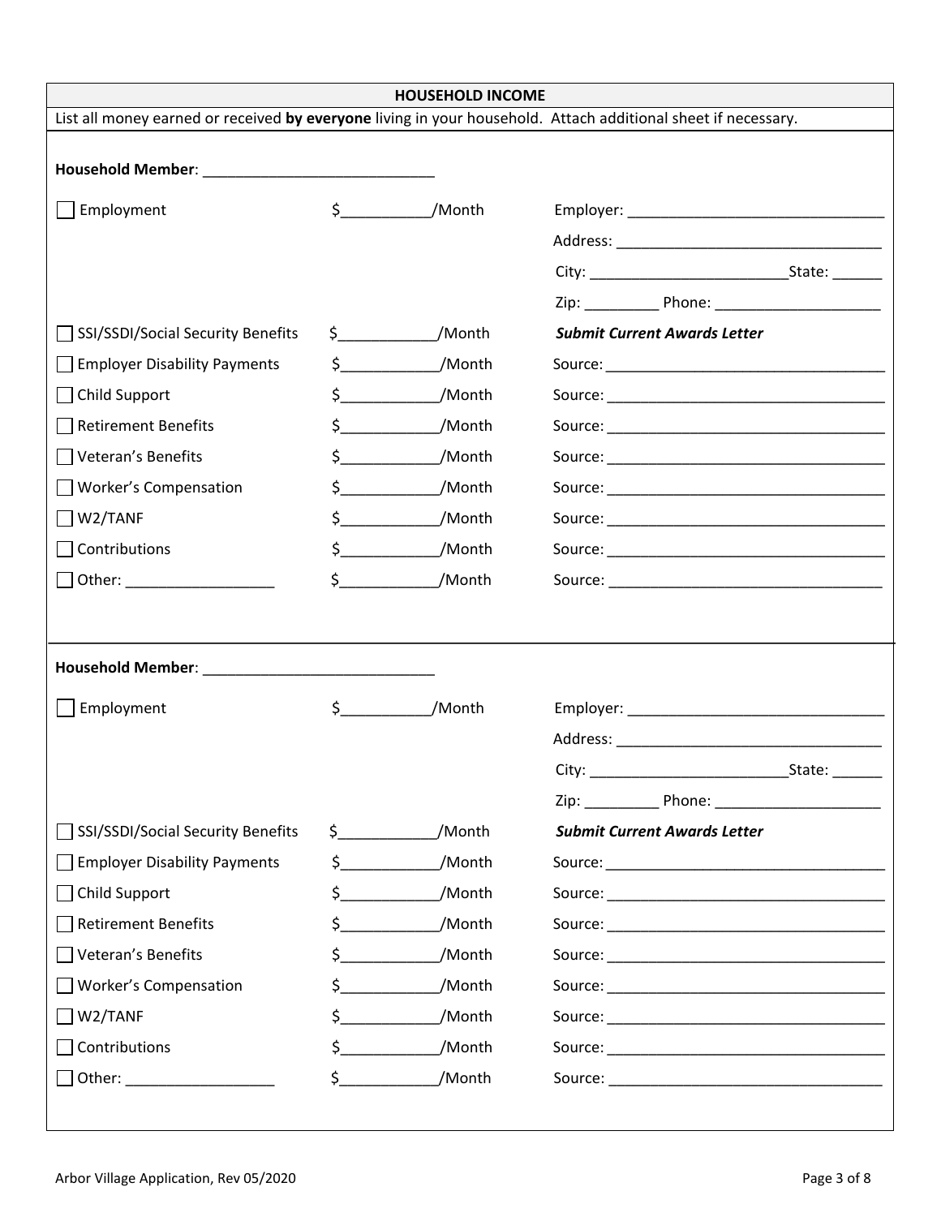## HOUSEHOLD INCOME

List all money earned or received **by everyone** living in your household. Attach additional sheet if necessary.

**Household Member**: ____________________________

| | | |
|---|---|---|
| ☐ Employment | $___________/Month | Employer: ______________________________ |
| | | Address: ______________________________ |
| | | City: ________________________State: ______ |
| | | Zip: _________ Phone: ____________________ |
| ☐ SSI/SSDI/Social Security Benefits | $____________/Month | ***Submit Current Awards Letter*** |
| ☐ Employer Disability Payments | $____________/Month | Source: ________________________________ |
| ☐ Child Support | $____________/Month | Source: ________________________________ |
| ☐ Retirement Benefits | $____________/Month | Source: ________________________________ |
| ☐ Veteran's Benefits | $____________/Month | Source: ________________________________ |
| ☐ Worker's Compensation | $____________/Month | Source: ________________________________ |
| ☐ W2/TANF | $____________/Month | Source: ________________________________ |
| ☐ Contributions | $____________/Month | Source: ________________________________ |
| ☐ Other: __________________ | $____________/Month | Source: ________________________________ |

**Household Member**: ____________________________

| | | |
|---|---|---|
| ☐ Employment | $___________/Month | Employer: ______________________________ |
| | | Address: ______________________________ |
| | | City: ________________________State: ______ |
| | | Zip: _________ Phone: ____________________ |
| ☐ SSI/SSDI/Social Security Benefits | $____________/Month | ***Submit Current Awards Letter*** |
| ☐ Employer Disability Payments | $____________/Month | Source: ________________________________ |
| ☐ Child Support | $____________/Month | Source: ________________________________ |
| ☐ Retirement Benefits | $____________/Month | Source: ________________________________ |
| ☐ Veteran's Benefits | $____________/Month | Source: ________________________________ |
| ☐ Worker's Compensation | $____________/Month | Source: ________________________________ |
| ☐ W2/TANF | $____________/Month | Source: ________________________________ |
| ☐ Contributions | $____________/Month | Source: ________________________________ |
| ☐ Other: __________________ | $____________/Month | Source: ________________________________ |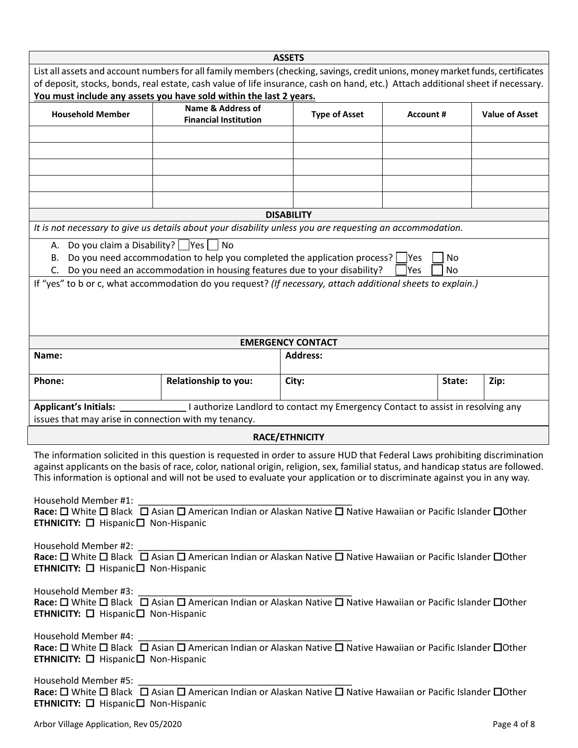## ASSETS

List all assets and account numbers for all family members (checking, savings, credit unions, money market funds, certificates of deposit, stocks, bonds, real estate, cash value of life insurance, cash on hand, etc.) Attach additional sheet if necessary. **You must include any assets you have sold within the last 2 years.**

| Household Member | Name & Address of Financial Institution | Type of Asset | Account # | Value of Asset |
|---|---|---|---|---|
| | | | | |
| | | | | |
| | | | | |
| | | | | |
| | | | | |

## DISABILITY

*It is not necessary to give us details about your disability unless you are requesting an accommodation.*

A. Do you claim a Disability? ☐ Yes ☐ No
B. Do you need accommodation to help you completed the application process? ☐ Yes ☐ No
C. Do you need an accommodation in housing features due to your disability? ☐ Yes ☐ No

If "yes" to b or c, what accommodation do you request? *(If necessary, attach additional sheets to explain.)*

## EMERGENCY CONTACT

| Name: | | Address: | | |
|---|---|---|---|---|
| **Phone:** | **Relationship to you:** | **City:** | **State:** | **Zip:** |

**Applicant's Initials: _____________** I authorize Landlord to contact my Emergency Contact to assist in resolving any issues that may arise in connection with my tenancy.

## RACE/ETHNICITY

The information solicited in this question is requested in order to assure HUD that Federal Laws prohibiting discrimination against applicants on the basis of race, color, national origin, religion, sex, familial status, and handicap status are followed. This information is optional and will not be used to evaluate your application or to discriminate against you in any way.

Household Member #1: ___________________________________________
**Race:** ☐ White ☐ Black ☐ Asian ☐ American Indian or Alaskan Native ☐ Native Hawaiian or Pacific Islander ☐Other
**ETHNICITY:** ☐ Hispanic ☐ Non-Hispanic

Household Member #2: ___________________________________________
**Race:** ☐ White ☐ Black ☐ Asian ☐ American Indian or Alaskan Native ☐ Native Hawaiian or Pacific Islander ☐Other
**ETHNICITY:** ☐ Hispanic ☐ Non-Hispanic

Household Member #3: ___________________________________________
**Race:** ☐ White ☐ Black ☐ Asian ☐ American Indian or Alaskan Native ☐ Native Hawaiian or Pacific Islander ☐Other
**ETHNICITY:** ☐ Hispanic ☐ Non-Hispanic

Household Member #4: ___________________________________________
**Race:** ☐ White ☐ Black ☐ Asian ☐ American Indian or Alaskan Native ☐ Native Hawaiian or Pacific Islander ☐Other
**ETHNICITY:** ☐ Hispanic ☐ Non-Hispanic

Household Member #5: ___________________________________________
**Race:** ☐ White ☐ Black ☐ Asian ☐ American Indian or Alaskan Native ☐ Native Hawaiian or Pacific Islander ☐Other
**ETHNICITY:** ☐ Hispanic ☐ Non-Hispanic

Arbor Village Application, Rev 05/2020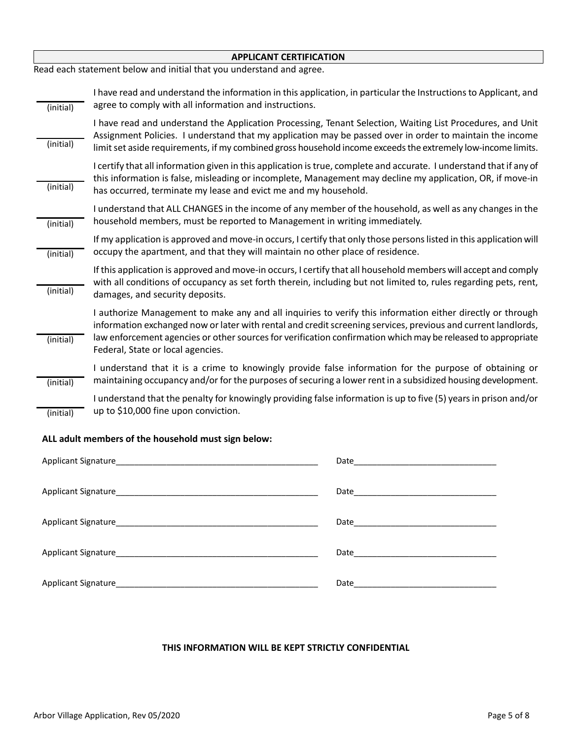## APPLICANT CERTIFICATION

Read each statement below and initial that you understand and agree.

| | |
|---|---|
| ______ (initial) | I have read and understand the information in this application, in particular the Instructions to Applicant, and agree to comply with all information and instructions. |
| ______ (initial) | I have read and understand the Application Processing, Tenant Selection, Waiting List Procedures, and Unit Assignment Policies. I understand that my application may be passed over in order to maintain the income limit set aside requirements, if my combined gross household income exceeds the extremely low-income limits. |
| ______ (initial) | I certify that all information given in this application is true, complete and accurate. I understand that if any of this information is false, misleading or incomplete, Management may decline my application, OR, if move-in has occurred, terminate my lease and evict me and my household. |
| ______ (initial) | I understand that ALL CHANGES in the income of any member of the household, as well as any changes in the household members, must be reported to Management in writing immediately. |
| ______ (initial) | If my application is approved and move-in occurs, I certify that only those persons listed in this application will occupy the apartment, and that they will maintain no other place of residence. |
| ______ (initial) | If this application is approved and move-in occurs, I certify that all household members will accept and comply with all conditions of occupancy as set forth therein, including but not limited to, rules regarding pets, rent, damages, and security deposits. |
| ______ (initial) | I authorize Management to make any and all inquiries to verify this information either directly or through information exchanged now or later with rental and credit screening services, previous and current landlords, law enforcement agencies or other sources for verification confirmation which may be released to appropriate Federal, State or local agencies. |
| ______ (initial) | I understand that it is a crime to knowingly provide false information for the purpose of obtaining or maintaining occupancy and/or for the purposes of securing a lower rent in a subsidized housing development. |
| ______ (initial) | I understand that the penalty for knowingly providing false information is up to five (5) years in prison and/or up to $10,000 fine upon conviction. |

**ALL adult members of the household must sign below:**

Applicant Signature_____________________________________________ Date_______________________________

Applicant Signature_____________________________________________ Date_______________________________

Applicant Signature_____________________________________________ Date_______________________________

Applicant Signature_____________________________________________ Date_______________________________

Applicant Signature_____________________________________________ Date_______________________________

**THIS INFORMATION WILL BE KEPT STRICTLY CONFIDENTIAL**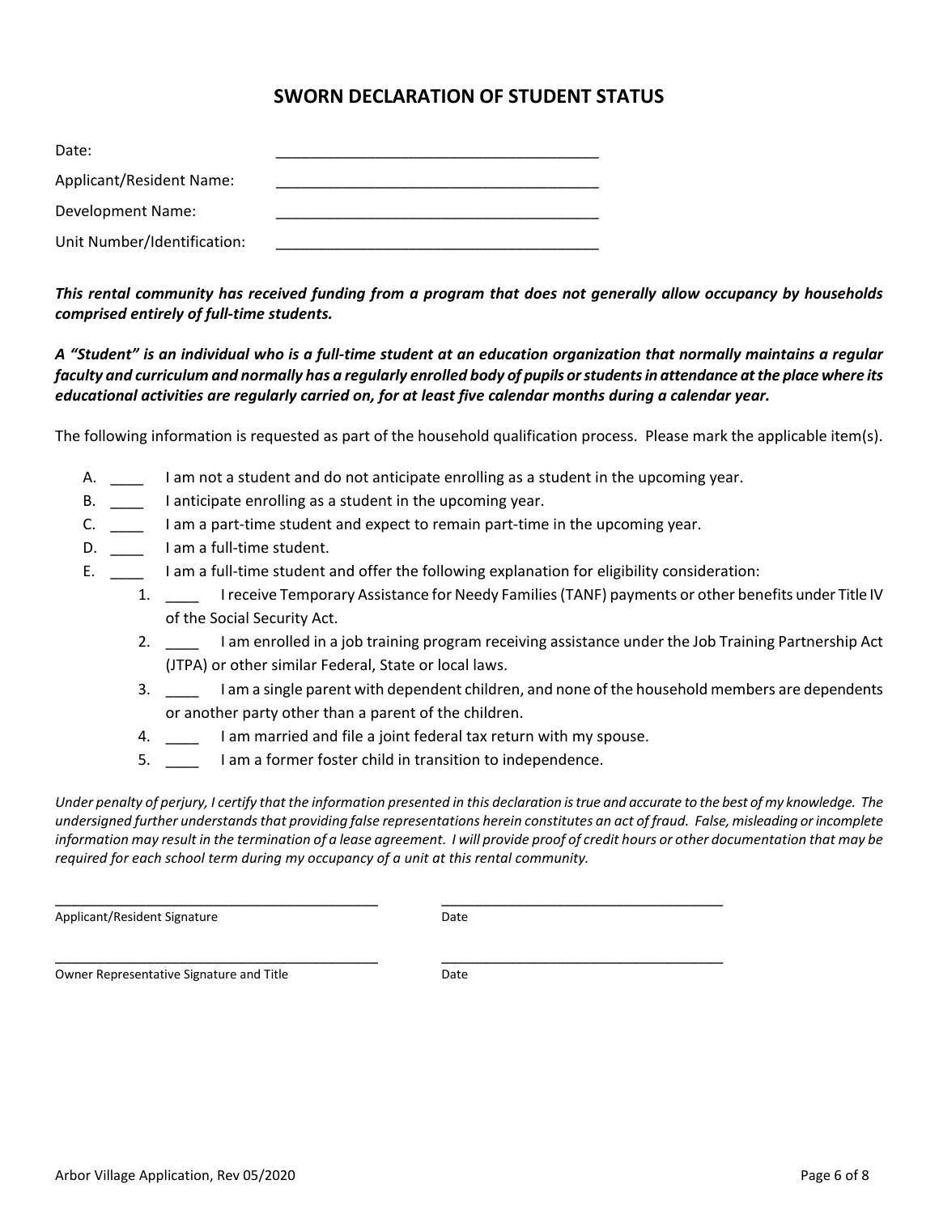# SWORN DECLARATION OF STUDENT STATUS

Date: ________________________________________

Applicant/Resident Name: ________________________________________

Development Name: ________________________________________

Unit Number/Identification: ________________________________________

***This rental community has received funding from a program that does not generally allow occupancy by households comprised entirely of full-time students.***

***A "Student" is an individual who is a full-time student at an education organization that normally maintains a regular faculty and curriculum and normally has a regularly enrolled body of pupils or students in attendance at the place where its educational activities are regularly carried on, for at least five calendar months during a calendar year.***

The following information is requested as part of the household qualification process. Please mark the applicable item(s).

A. ____ I am not a student and do not anticipate enrolling as a student in the upcoming year.

B. ____ I anticipate enrolling as a student in the upcoming year.

C. ____ I am a part-time student and expect to remain part-time in the upcoming year.

D. ____ I am a full-time student.

E. ____ I am a full-time student and offer the following explanation for eligibility consideration:

1. ____ I receive Temporary Assistance for Needy Families (TANF) payments or other benefits under Title IV of the Social Security Act.
2. ____ I am enrolled in a job training program receiving assistance under the Job Training Partnership Act (JTPA) or other similar Federal, State or local laws.
3. ____ I am a single parent with dependent children, and none of the household members are dependents or another party other than a parent of the children.
4. ____ I am married and file a joint federal tax return with my spouse.
5. ____ I am a former foster child in transition to independence.

*Under penalty of perjury, I certify that the information presented in this declaration is true and accurate to the best of my knowledge. The undersigned further understands that providing false representations herein constitutes an act of fraud. False, misleading or incomplete information may result in the termination of a lease agreement. I will provide proof of credit hours or other documentation that may be required for each school term during my occupancy of a unit at this rental community.*

__________________________________________ __________________________________

Applicant/Resident Signature Date

__________________________________________ __________________________________

Owner Representative Signature and Title Date

Arbor Village Application, Rev 05/2020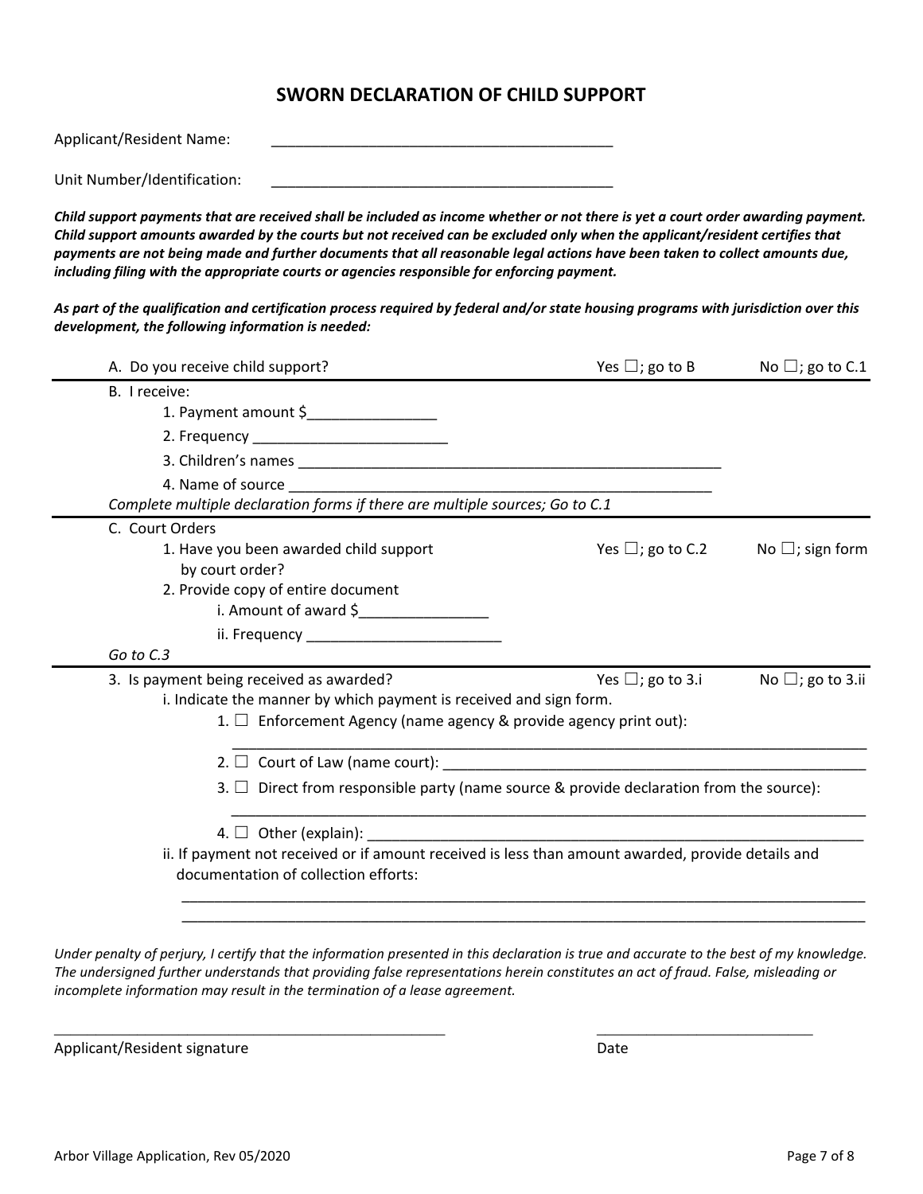## SWORN DECLARATION OF CHILD SUPPORT

Applicant/Resident Name: ___________________________________________

Unit Number/Identification: ___________________________________________

***Child support payments that are received shall be included as income whether or not there is yet a court order awarding payment. Child support amounts awarded by the courts but not received can be excluded only when the applicant/resident certifies that payments are not being made and further documents that all reasonable legal actions have been taken to collect amounts due, including filing with the appropriate courts or agencies responsible for enforcing payment.***

***As part of the qualification and certification process required by federal and/or state housing programs with jurisdiction over this development, the following information is needed:***

A. Do you receive child support? Yes ☐; go to B No ☐; go to C.1

---

B. I receive:

1. Payment amount $________________
2. Frequency ________________________
3. Children's names ______________________________________________________
4. Name of source ______________________________________________________

*Complete multiple declaration forms if there are multiple sources; Go to C.1*

---

C. Court Orders

1. Have you been awarded child support by court order? Yes ☐; go to C.2 No ☐; sign form
2. Provide copy of entire document
   - i. Amount of award $________________
   - ii. Frequency ________________________

*Go to C.3*

---

3. Is payment being received as awarded? Yes ☐; go to 3.i No ☐; go to 3.ii
   - i. Indicate the manner by which payment is received and sign form.
     1. ☐ Enforcement Agency (name agency & provide agency print out): ______________________________________________________________________________
     2. ☐ Court of Law (name court): ______________________________________________________
     3. ☐ Direct from responsible party (name source & provide declaration from the source): ______________________________________________________________________________
     4. ☐ Other (explain): ______________________________________________________________
   - ii. If payment not received or if amount received is less than amount awarded, provide details and documentation of collection efforts:

     ______________________________________________________________________________________
     ______________________________________________________________________________________

*Under penalty of perjury, I certify that the information presented in this declaration is true and accurate to the best of my knowledge. The undersigned further understands that providing false representations herein constitutes an act of fraud. False, misleading or incomplete information may result in the termination of a lease agreement.*

__________________________________________________ ___________________________

Applicant/Resident signature Date

Arbor Village Application, Rev 05/2020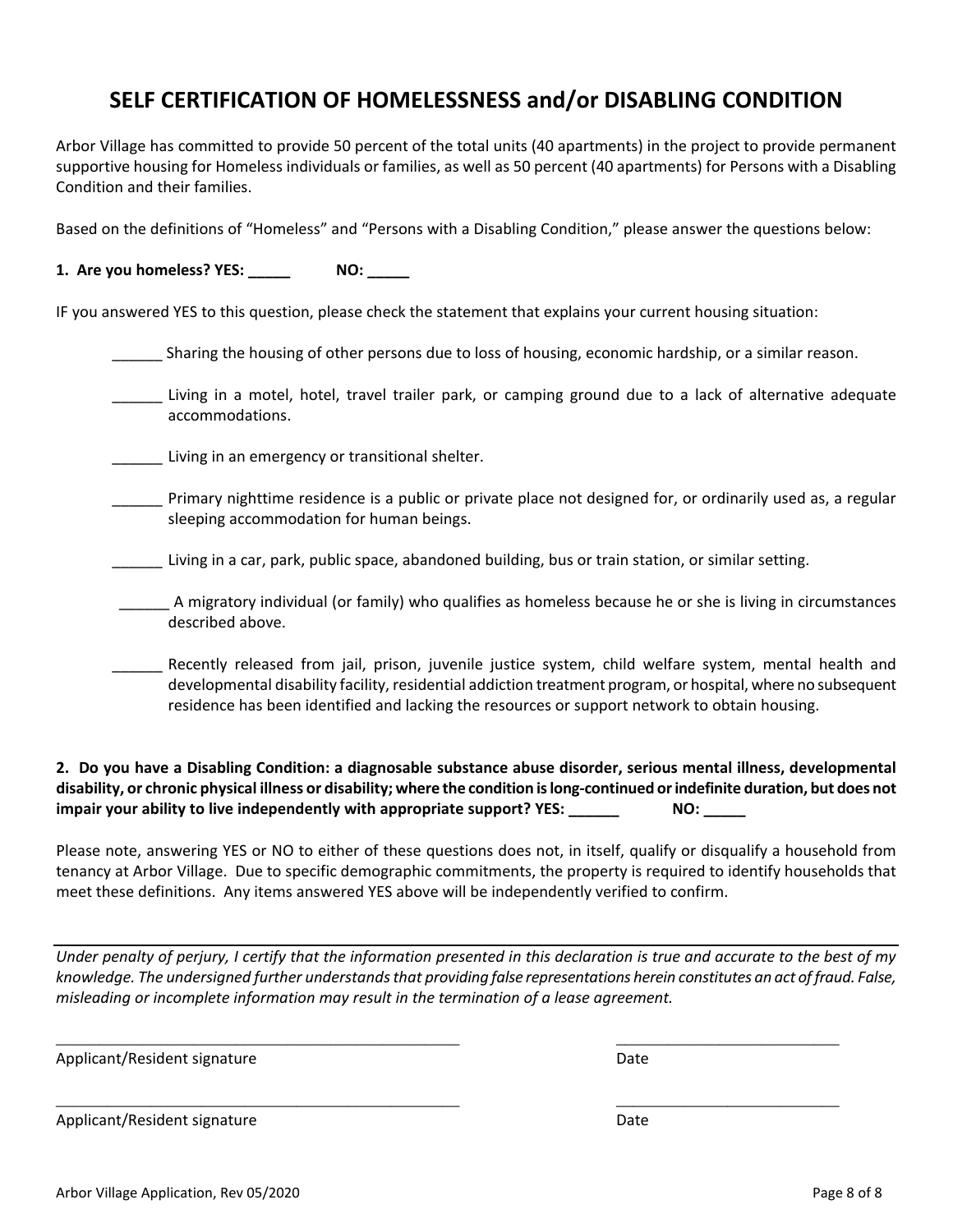# SELF CERTIFICATION OF HOMELESSNESS and/or DISABLING CONDITION

Arbor Village has committed to provide 50 percent of the total units (40 apartments) in the project to provide permanent supportive housing for Homeless individuals or families, as well as 50 percent (40 apartments) for Persons with a Disabling Condition and their families.

Based on the definitions of "Homeless" and "Persons with a Disabling Condition," please answer the questions below:

**1. Are you homeless? YES: _____ NO: _____**

IF you answered YES to this question, please check the statement that explains your current housing situation:

______ Sharing the housing of other persons due to loss of housing, economic hardship, or a similar reason.

______ Living in a motel, hotel, travel trailer park, or camping ground due to a lack of alternative adequate accommodations.

______ Living in an emergency or transitional shelter.

______ Primary nighttime residence is a public or private place not designed for, or ordinarily used as, a regular sleeping accommodation for human beings.

______ Living in a car, park, public space, abandoned building, bus or train station, or similar setting.

______ A migratory individual (or family) who qualifies as homeless because he or she is living in circumstances described above.

______ Recently released from jail, prison, juvenile justice system, child welfare system, mental health and developmental disability facility, residential addiction treatment program, or hospital, where no subsequent residence has been identified and lacking the resources or support network to obtain housing.

**2. Do you have a Disabling Condition: a diagnosable substance abuse disorder, serious mental illness, developmental disability, or chronic physical illness or disability; where the condition is long-continued or indefinite duration, but does not impair your ability to live independently with appropriate support? YES: ______ NO: _____**

Please note, answering YES or NO to either of these questions does not, in itself, qualify or disqualify a household from tenancy at Arbor Village. Due to specific demographic commitments, the property is required to identify households that meet these definitions. Any items answered YES above will be independently verified to confirm.

---

*Under penalty of perjury, I certify that the information presented in this declaration is true and accurate to the best of my knowledge. The undersigned further understands that providing false representations herein constitutes an act of fraud. False, misleading or incomplete information may result in the termination of a lease agreement.*

_______________________________________________ _____________________________

Applicant/Resident signature Date

_______________________________________________ _____________________________

Applicant/Resident signature Date

Arbor Village Application, Rev 05/2020